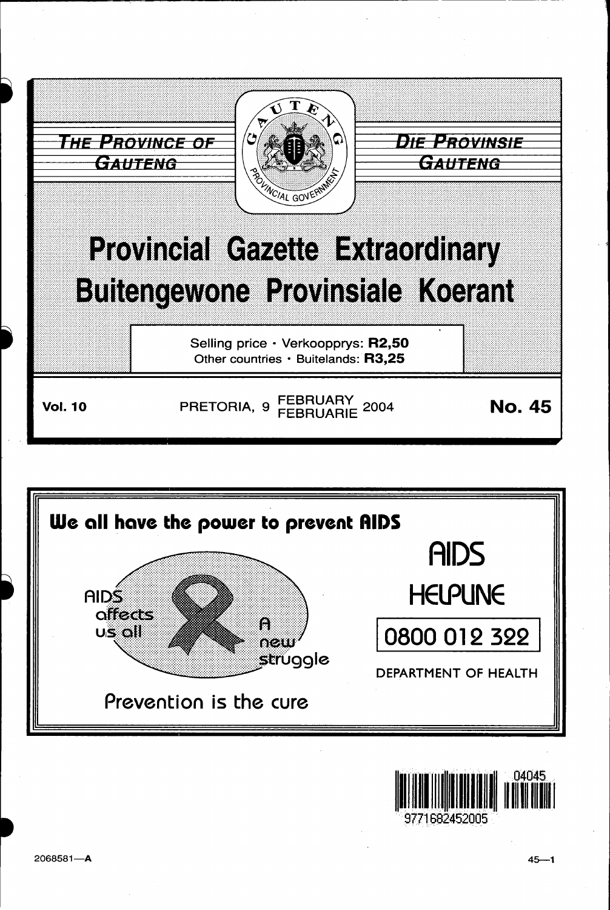**THE PROVINCE OF GAUTENG**

**DIE PROVINSIE GAUTENG**

# Provincial Gazette Extraordinary
# Buitengewone Provinsiale Koerant

Selling price · Verkoopprys: **R2,50**
Other countries · Buitelands: **R3,25**

**Vol. 10** PRETORIA, 9 FEBRUARY FEBRUARIE 2004 **No. 45**

**We all have the power to prevent AIDS**

AIDS affects us all

A new struggle

Prevention is the cure

AIDS HELPLINE

0800 012 322

DEPARTMENT OF HEALTH

2068581—A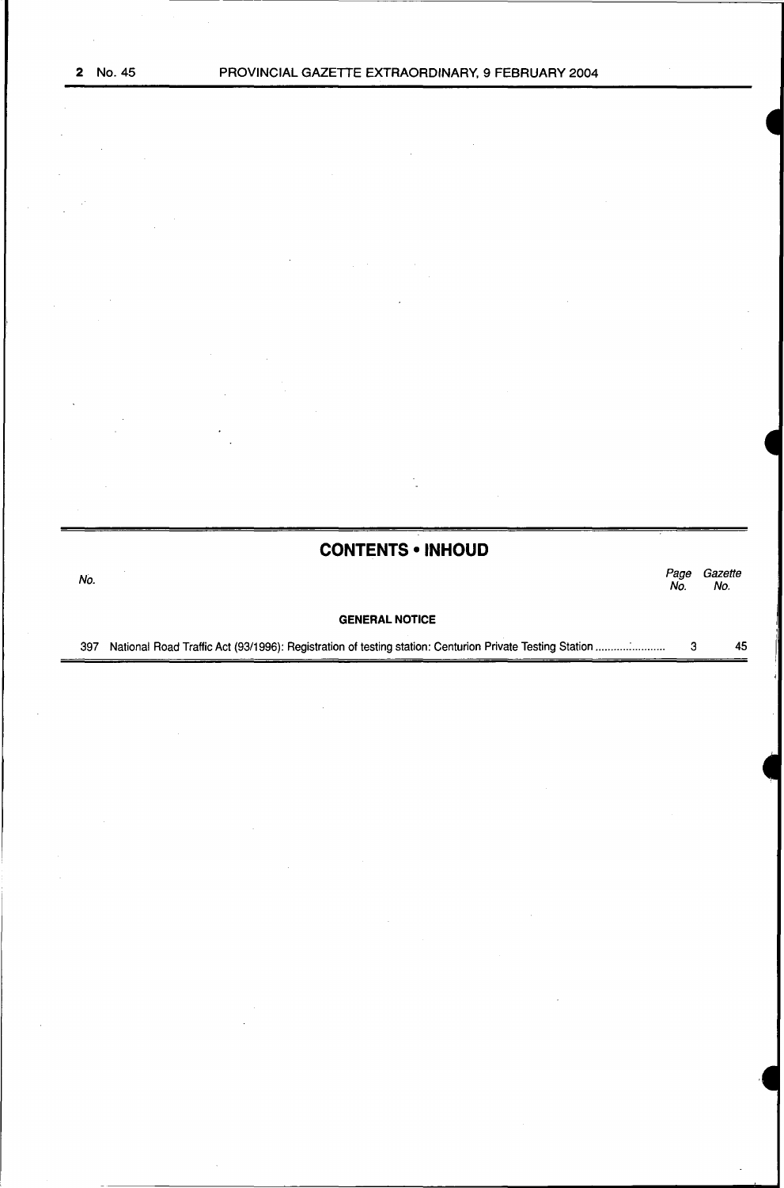## CONTENTS • INHOUD

| No. | | Page No. | Gazette No. |
|---|---|---|---|
| | **GENERAL NOTICE** | | |
| 397 | National Road Traffic Act (93/1996): Registration of testing station: Centurion Private Testing Station | 3 | 45 |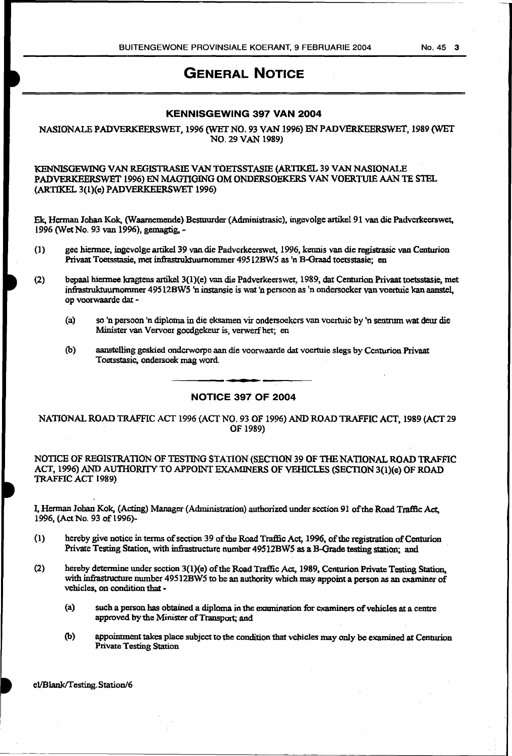# GENERAL NOTICE

## KENNISGEWING 397 VAN 2004

NASIONALE PADVERKEERSWET, 1996 (WET NO. 93 VAN 1996) EN PADVERKEERSWET, 1989 (WET NO. 29 VAN 1989)

KENNISGEWING VAN REGISTRASIE VAN TOETSSTASIE (ARTIKEL 39 VAN NASIONALE PADVERKEERSWET 1996) EN MAGTIGING OM ONDERSOEKERS VAN VOERTUIE AAN TE STEL (ARTIKEL 3(1)(e) PADVERKEERSWET 1996)

Ek, Herman Johan Kok, (Waarnemende) Bestuurder (Administrasie), ingevolge artikel 91 van die Padverkeerswet, 1996 (Wet No. 93 van 1996), gemagtig, -

(1) gee hiermee, ingevolge artikel 39 van die Padverkeerswet, 1996, kennis van die registrasie van Centurion Privaat Toetsstasie, met infrastruktuurnommer 49512BW5 as 'n B-Graad toetsstasie; en

(2) bepaal hiermee kragtens artikel 3(1)(e) van die Padverkeerswet, 1989, dat Centurion Privaat toetsstasie, met infrastruktuurnommer 49512BW5 'n instansie is wat 'n persoon as 'n ondersoeker van voertuie kan aanstel, op voorwaarde dat -

  (a) so 'n persoon 'n diploma in die eksamen vir ondersoekers van voertuie by 'n sentrum wat deur die Minister van Vervoer goedgekeur is, verwerf het; en

  (b) aanstelling geskied onderworpe aan die voorwaarde dat voertuie slegs by Centurion Privaat Toetsstasie, ondersoek mag word.

## NOTICE 397 OF 2004

NATIONAL ROAD TRAFFIC ACT 1996 (ACT NO. 93 OF 1996) AND ROAD TRAFFIC ACT, 1989 (ACT 29 OF 1989)

NOTICE OF REGISTRATION OF TESTING STATION (SECTION 39 OF THE NATIONAL ROAD TRAFFIC ACT, 1996) AND AUTHORITY TO APPOINT EXAMINERS OF VEHICLES (SECTION 3(1)(e) OF ROAD TRAFFIC ACT 1989)

I, Herman Johan Kok, (Acting) Manager (Administration) authorized under section 91 of the Road Traffic Act, 1996, (Act No. 93 of 1996)-

(1) hereby give notice in terms of section 39 of the Road Traffic Act, 1996, of the registration of Centurion Private Testing Station, with infrastructure number 49512BW5 as a B-Grade testing station; and

(2) hereby determine under section 3(1)(e) of the Road Traffic Act, 1989, Centurion Private Testing Station, with infrastructure number 49512BW5 to be an authority which may appoint a person as an examiner of vehicles, on condition that -

  (a) such a person has obtained a diploma in the examination for examiners of vehicles at a centre approved by the Minister of Transport; and

  (b) appointment takes place subject to the condition that vehicles may only be examined at Centurion Private Testing Station

el/Blank/Testing.Station/6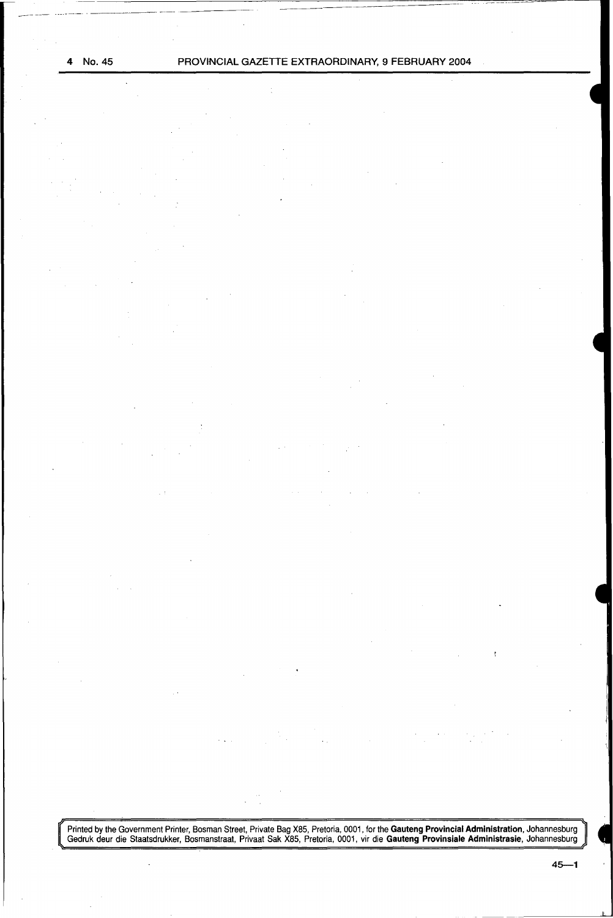Printed by the Government Printer, Bosman Street, Private Bag X85, Pretoria, 0001, for the **Gauteng Provincial Administration**, Johannesburg
Gedruk deur die Staatsdrukker, Bosmanstraat, Privaat Sak X85, Pretoria, 0001, vir die **Gauteng Provinsiale Administrasie**, Johannesburg

45—1